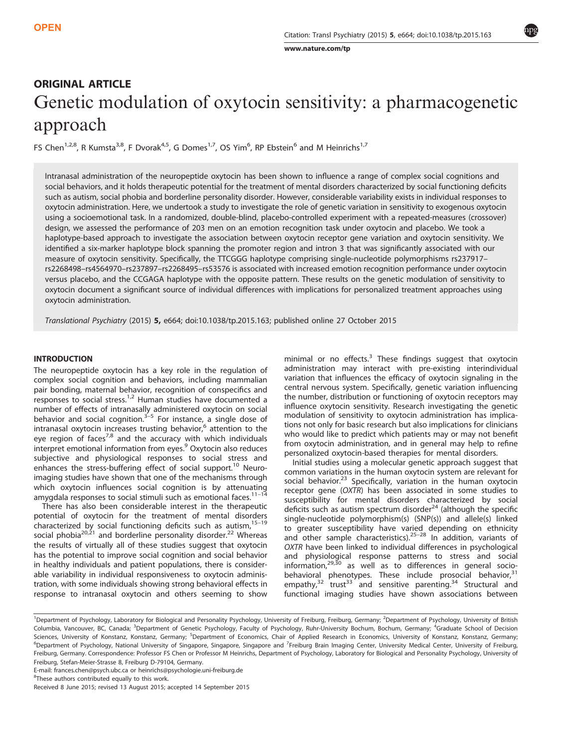OPEN

## ORIGINAL ARTICLE

# Genetic modulation of oxytocin sensitivity: a pharmacogenetic approach

FS Chen[1,2,8], R Kumsta[3,8], F Dvorak[4,5], G Domes[1,7], OS Yim[6], RP Ebstein[6] and M Heinrichs[1,7]

Intranasal administration of the neuropeptide oxytocin has been shown to influence a range of complex social cognitions and social behaviors, and it holds therapeutic potential for the treatment of mental disorders characterized by social functioning deficits such as autism, social phobia and borderline personality disorder. However, considerable variability exists in individual responses to oxytocin administration. Here, we undertook a study to investigate the role of genetic variation in sensitivity to exogenous oxytocin using a socioemotional task. In a randomized, double-blind, placebo-controlled experiment with a repeated-measures (crossover) design, we assessed the performance of 203 men on an emotion recognition task under oxytocin and placebo. We took a haplotype-based approach to investigate the association between oxytocin receptor gene variation and oxytocin sensitivity. We identified a six-marker haplotype block spanning the promoter region and intron 3 that was significantly associated with our measure of oxytocin sensitivity. Specifically, the TTCGGG haplotype comprising single-nucleotide polymorphisms rs237917–rs2268498–rs4564970–rs237897–rs2268495–rs53576 is associated with increased emotion recognition performance under oxytocin versus placebo, and the CCGAGA haplotype with the opposite pattern. These results on the genetic modulation of sensitivity to oxytocin document a significant source of individual differences with implications for personalized treatment approaches using oxytocin administration.

*Translational Psychiatry* (2015) **5,** e664; doi:10.1038/tp.2015.163; published online 27 October 2015

## INTRODUCTION

The neuropeptide oxytocin has a key role in the regulation of complex social cognition and behaviors, including mammalian pair bonding, maternal behavior, recognition of conspecifics and responses to social stress.[1,2] Human studies have documented a number of effects of intranasally administered oxytocin on social behavior and social cognition.[3–5] For instance, a single dose of intranasal oxytocin increases trusting behavior,[6] attention to the eye region of faces[7,8] and the accuracy with which individuals interpret emotional information from eyes.[9] Oxytocin also reduces subjective and physiological responses to social stress and enhances the stress-buffering effect of social support.[10] Neuroimaging studies have shown that one of the mechanisms through which oxytocin influences social cognition is by attenuating amygdala responses to social stimuli such as emotional faces.[11–14]

There has also been considerable interest in the therapeutic potential of oxytocin for the treatment of mental disorders characterized by social functioning deficits such as autism,[15–19] social phobia[20,21] and borderline personality disorder.[22] Whereas the results of virtually all of these studies suggest that oxytocin has the potential to improve social cognition and social behavior in healthy individuals and patient populations, there is considerable variability in individual responsiveness to oxytocin administration, with some individuals showing strong behavioral effects in response to intranasal oxytocin and others seeming to show minimal or no effects.[3] These findings suggest that oxytocin administration may interact with pre-existing interindividual variation that influences the efficacy of oxytocin signaling in the central nervous system. Specifically, genetic variation influencing the number, distribution or functioning of oxytocin receptors may influence oxytocin sensitivity. Research investigating the genetic modulation of sensitivity to oxytocin administration has implications not only for basic research but also implications for clinicians who would like to predict which patients may or may not benefit from oxytocin administration, and in general may help to refine personalized oxytocin-based therapies for mental disorders.

Initial studies using a molecular genetic approach suggest that common variations in the human oxytocin system are relevant for social behavior.[23] Specifically, variation in the human oxytocin receptor gene (*OXTR*) has been associated in some studies to susceptibility for mental disorders characterized by social deficits such as autism spectrum disorder[24] (although the specific single-nucleotide polymorphism(s) (SNP(s)) and allele(s) linked to greater susceptibility have varied depending on ethnicity and other sample characteristics).[25–28] In addition, variants of *OXTR* have been linked to individual differences in psychological and physiological response patterns to stress and social information,[29,30] as well as to differences in general socio-behavioral phenotypes. These include prosocial behavior,[31] empathy,[32] trust[33] and sensitive parenting.[34] Structural and functional imaging studies have shown associations between

[1]Department of Psychology, Laboratory for Biological and Personality Psychology, University of Freiburg, Freiburg, Germany; [2]Department of Psychology, University of British Columbia, Vancouver, BC, Canada; [3]Department of Genetic Psychology, Faculty of Psychology, Ruhr-University Bochum, Bochum, Germany; [4]Graduate School of Decision Sciences, University of Konstanz, Konstanz, Germany; [5]Department of Economics, Chair of Applied Research in Economics, University of Konstanz, Konstanz, Germany; [6]Department of Psychology, National University of Singapore, Singapore, Singapore and [7]Freiburg Brain Imaging Center, University Medical Center, University of Freiburg, Freiburg, Germany. Correspondence: Professor FS Chen or Professor M Heinrichs, Department of Psychology, Laboratory for Biological and Personality Psychology, University of Freiburg, Stefan-Meier-Strasse 8, Freiburg D-79104, Germany.
E-mail: frances.chen@psych.ubc.ca or heinrichs@psychologie.uni-freiburg.de
[8]These authors contributed equally to this work.
Received 8 June 2015; revised 13 August 2015; accepted 14 September 2015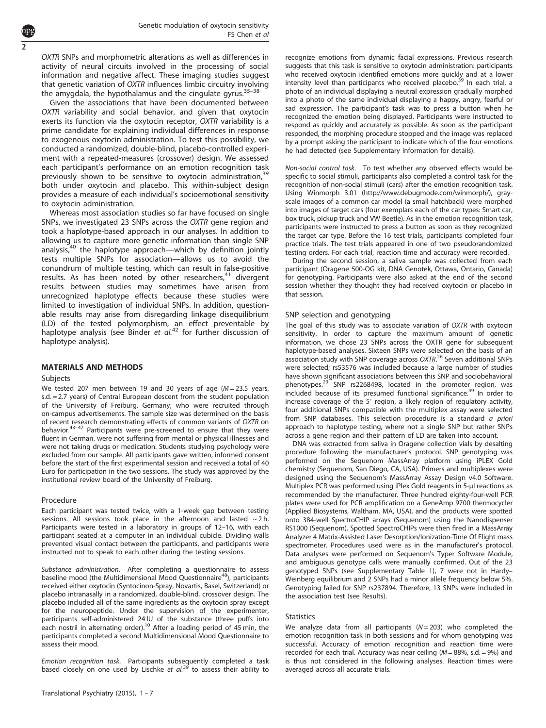OXTR SNPs and morphometric alterations as well as differences in activity of neural circuits involved in the processing of social information and negative affect. These imaging studies suggest that genetic variation of OXTR influences limbic circuitry involving the amygdala, the hypothalamus and the cingulate gyrus.[35–38]

Given the associations that have been documented between OXTR variability and social behavior, and given that oxytocin exerts its function via the oxytocin receptor, OXTR variability is a prime candidate for explaining individual differences in response to exogenous oxytocin administration. To test this possibility, we conducted a randomized, double-blind, placebo-controlled experiment with a repeated-measures (crossover) design. We assessed each participant's performance on an emotion recognition task previously shown to be sensitive to oxytocin administration,[39] both under oxytocin and placebo. This within-subject design provides a measure of each individual's socioemotional sensitivity to oxytocin administration.

Whereas most association studies so far have focused on single SNPs, we investigated 23 SNPs across the OXTR gene region and took a haplotype-based approach in our analyses. In addition to allowing us to capture more genetic information than single SNP analysis,[40] the haplotype approach—which by definition jointly tests multiple SNPs for association—allows us to avoid the conundrum of multiple testing, which can result in false-positive results. As has been noted by other researchers,[41] divergent results between studies may sometimes have arisen from unrecognized haplotype effects because these studies were limited to investigation of individual SNPs. In addition, questionable results may arise from disregarding linkage disequilibrium (LD) of the tested polymorphism, an effect preventable by haplotype analysis (see Binder *et al.*[42] for further discussion of haplotype analysis).

## MATERIALS AND METHODS

### Subjects

We tested 207 men between 19 and 30 years of age ($M = 23.5$ years, s.d. = 2.7 years) of Central European descent from the student population of the University of Freiburg, Germany, who were recruited through on-campus advertisements. The sample size was determined on the basis of recent research demonstrating effects of common variants of OXTR on behavior.[43–47] Participants were pre-screened to ensure that they were fluent in German, were not suffering from mental or physical illnesses and were not taking drugs or medication. Students studying psychology were excluded from our sample. All participants gave written, informed consent before the start of the first experimental session and received a total of 40 Euro for participation in the two sessions. The study was approved by the institutional review board of the University of Freiburg.

### Procedure

Each participant was tested twice, with a 1-week gap between testing sessions. All sessions took place in the afternoon and lasted ~2 h. Participants were tested in a laboratory in groups of 12–16, with each participant seated at a computer in an individual cubicle. Dividing walls prevented visual contact between the participants, and participants were instructed not to speak to each other during the testing sessions.

*Substance administration.* After completing a questionnaire to assess baseline mood (the Multidimensional Mood Questionnaire[48]), participants received either oxytocin (Syntocinon-Spray, Novartis, Basel, Switzerland) or placebo intranasally in a randomized, double-blind, crossover design. The placebo included all of the same ingredients as the oxytocin spray except for the neuropeptide. Under the supervision of the experimenter, participants self-administered 24 IU of the substance (three puffs into each nostril in alternating order).[10] After a loading period of 45 min, the participants completed a second Multidimensional Mood Questionnaire to assess their mood.

*Emotion recognition task.* Participants subsequently completed a task based closely on one used by Lischke *et al.*[39] to assess their ability to recognize emotions from dynamic facial expressions. Previous research suggests that this task is sensitive to oxytocin administration: participants who received oxytocin identified emotions more quickly and at a lower intensity level than participants who received placebo.[39] In each trial, a photo of an individual displaying a neutral expression gradually morphed into a photo of the same individual displaying a happy, angry, fearful or sad expression. The participant's task was to press a button when he recognized the emotion being displayed. Participants were instructed to respond as quickly and accurately as possible. As soon as the participant responded, the morphing procedure stopped and the image was replaced by a prompt asking the participant to indicate which of the four emotions he had detected (see Supplementary Information for details).

*Non-social control task.* To test whether any observed effects would be specific to social stimuli, participants also completed a control task for the recognition of non-social stimuli (cars) after the emotion recognition task. Using Winmorph 3.01 (http://www.debugmode.com/winmorph/), gray-scale images of a common car model (a small hatchback) were morphed into images of target cars (four exemplars each of the car types: Smart car, box truck, pickup truck and VW Beetle). As in the emotion recognition task, participants were instructed to press a button as soon as they recognized the target car type. Before the 16 test trials, participants completed four practice trials. The test trials appeared in one of two pseudorandomized testing orders. For each trial, reaction time and accuracy were recorded.

During the second session, a saliva sample was collected from each participant (Oragene 500-OG kit, DNA Genotek, Ottawa, Ontario, Canada) for genotyping. Participants were also asked at the end of the second session whether they thought they had received oxytocin or placebo in that session.

### SNP selection and genotyping

The goal of this study was to associate variation of OXTR with oxytocin sensitivity. In order to capture the maximum amount of genetic information, we chose 23 SNPs across the OXTR gene for subsequent haplotype-based analyses. Sixteen SNPs were selected on the basis of an association study with SNP coverage across OXTR.[26] Seven additional SNPs were selected; rs53576 was included because a large number of studies have shown significant associations between this SNP and sociobehavioral phenotypes.[23] SNP rs2268498, located in the promoter region, was included because of its presumed functional significance.[49] In order to increase coverage of the 5′ region, a likely region of regulatory activity, four additional SNPs compatible with the multiplex assay were selected from SNP databases. This selection procedure is a standard *a priori* approach to haplotype testing, where not a single SNP but rather SNPs across a gene region and their pattern of LD are taken into account.

DNA was extracted from saliva in Oragene collection vials by desalting procedure following the manufacturer's protocol. SNP genotyping was performed on the Sequenom MassArray platform using iPLEX Gold chemistry (Sequenom, San Diego, CA, USA). Primers and multiplexes were designed using the Sequenom's MassArray Assay Design v4.0 Software. Multiplex PCR was performed using iPlex Gold reagents in 5-μl reactions as recommended by the manufacturer. Three hundred eighty-four-well PCR plates were used for PCR amplification on a GeneAmp 9700 thermocycler (Applied Biosystems, Waltham, MA, USA), and the products were spotted onto 384-well SpectroCHIP arrays (Sequenom) using the Nanodispenser RS1000 (Sequenom). Spotted SpectroCHIPs were then fired in a MassArray Analyzer 4 Matrix-Assisted Laser Desorption/Ionization-Time Of Flight mass spectrometer. Procedures used were as in the manufacturer's protocol. Data analyses were performed on Sequenom's Typer Software Module, and ambiguous genotype calls were manually confirmed. Out of the 23 genotyped SNPs (see Supplementary Table 1), 7 were not in Hardy–Weinberg equilibrium and 2 SNPs had a minor allele frequency below 5%. Genotyping failed for SNP rs237894. Therefore, 13 SNPs were included in the association test (see Results).

### Statistics

We analyze data from all participants ($N = 203$) who completed the emotion recognition task in both sessions and for whom genotyping was successful. Accuracy of emotion recognition and reaction time were recorded for each trial. Accuracy was near ceiling ($M = 88\%$, s.d. = 9%) and is thus not considered in the following analyses. Reaction times were averaged across all accurate trials.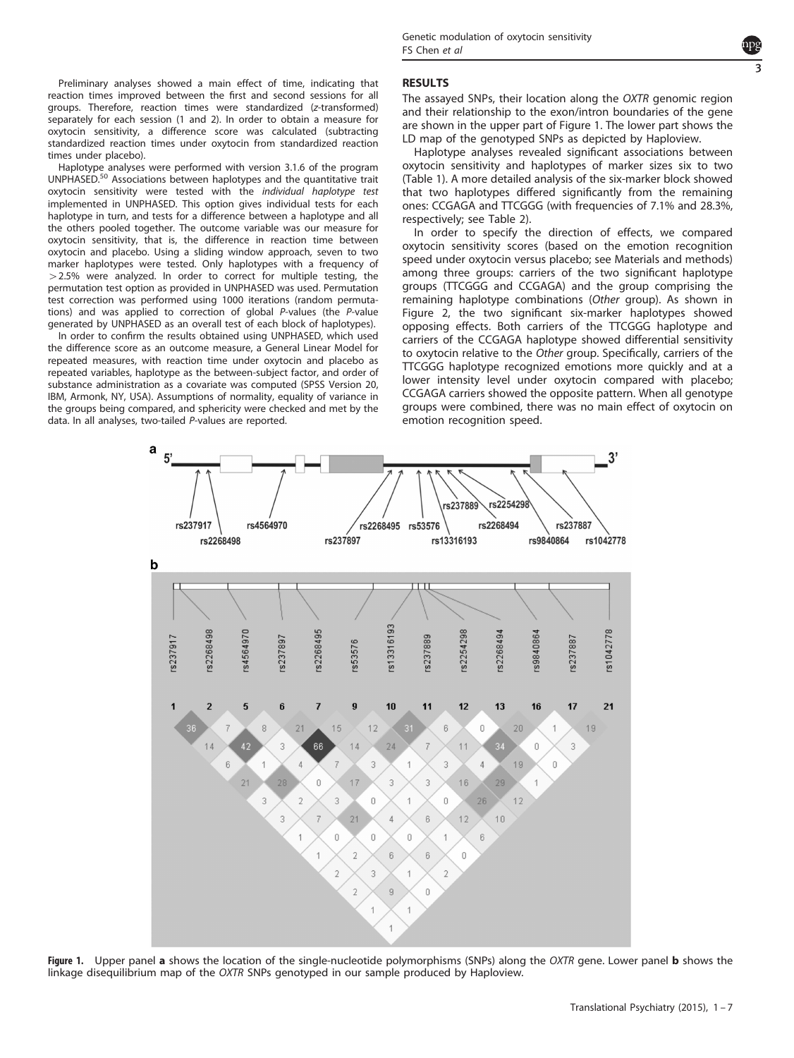Preliminary analyses showed a main effect of time, indicating that reaction times improved between the first and second sessions for all groups. Therefore, reaction times were standardized (z-transformed) separately for each session (1 and 2). In order to obtain a measure for oxytocin sensitivity, a difference score was calculated (subtracting standardized reaction times under oxytocin from standardized reaction times under placebo).

Haplotype analyses were performed with version 3.1.6 of the program UNPHASED.[50] Associations between haplotypes and the quantitative trait oxytocin sensitivity were tested with the *individual haplotype test* implemented in UNPHASED. This option gives individual tests for each haplotype in turn, and tests for a difference between a haplotype and all the others pooled together. The outcome variable was our measure for oxytocin sensitivity, that is, the difference in reaction time between oxytocin and placebo. Using a sliding window approach, seven to two marker haplotypes were tested. Only haplotypes with a frequency of >2.5% were analyzed. In order to correct for multiple testing, the permutation test option as provided in UNPHASED was used. Permutation test correction was performed using 1000 iterations (random permutations) and was applied to correction of global *P*-values (the *P*-value generated by UNPHASED as an overall test of each block of haplotypes).

In order to confirm the results obtained using UNPHASED, which used the difference score as an outcome measure, a General Linear Model for repeated measures, with reaction time under oxytocin and placebo as repeated variables, haplotype as the between-subject factor, and order of substance administration as a covariate was computed (SPSS Version 20, IBM, Armonk, NY, USA). Assumptions of normality, equality of variance in the groups being compared, and sphericity were checked and met by the data. In all analyses, two-tailed *P*-values are reported.

## RESULTS

The assayed SNPs, their location along the *OXTR* genomic region and their relationship to the exon/intron boundaries of the gene are shown in the upper part of Figure 1. The lower part shows the LD map of the genotyped SNPs as depicted by Haploview.

Haplotype analyses revealed significant associations between oxytocin sensitivity and haplotypes of marker sizes six to two (Table 1). A more detailed analysis of the six-marker block showed that two haplotypes differed significantly from the remaining ones: CCGAGA and TTCGGG (with frequencies of 7.1% and 28.3%, respectively; see Table 2).

In order to specify the direction of effects, we compared oxytocin sensitivity scores (based on the emotion recognition speed under oxytocin versus placebo; see Materials and methods) among three groups: carriers of the two significant haplotype groups (TTCGGG and CCGAGA) and the group comprising the remaining haplotype combinations (*Other* group). As shown in Figure 2, the two significant six-marker haplotypes showed opposing effects. Both carriers of the TTCGGG haplotype and carriers of the CCGAGA haplotype showed differential sensitivity to oxytocin relative to the *Other* group. Specifically, carriers of the TTCGGG haplotype recognized emotions more quickly and at a lower intensity level under oxytocin compared with placebo; CCGAGA carriers showed the opposite pattern. When all genotype groups were combined, there was no main effect of oxytocin on emotion recognition speed.

**Figure 1.** Upper panel **a** shows the location of the single-nucleotide polymorphisms (SNPs) along the *OXTR* gene. Lower panel **b** shows the linkage disequilibrium map of the *OXTR* SNPs genotyped in our sample produced by Haploview.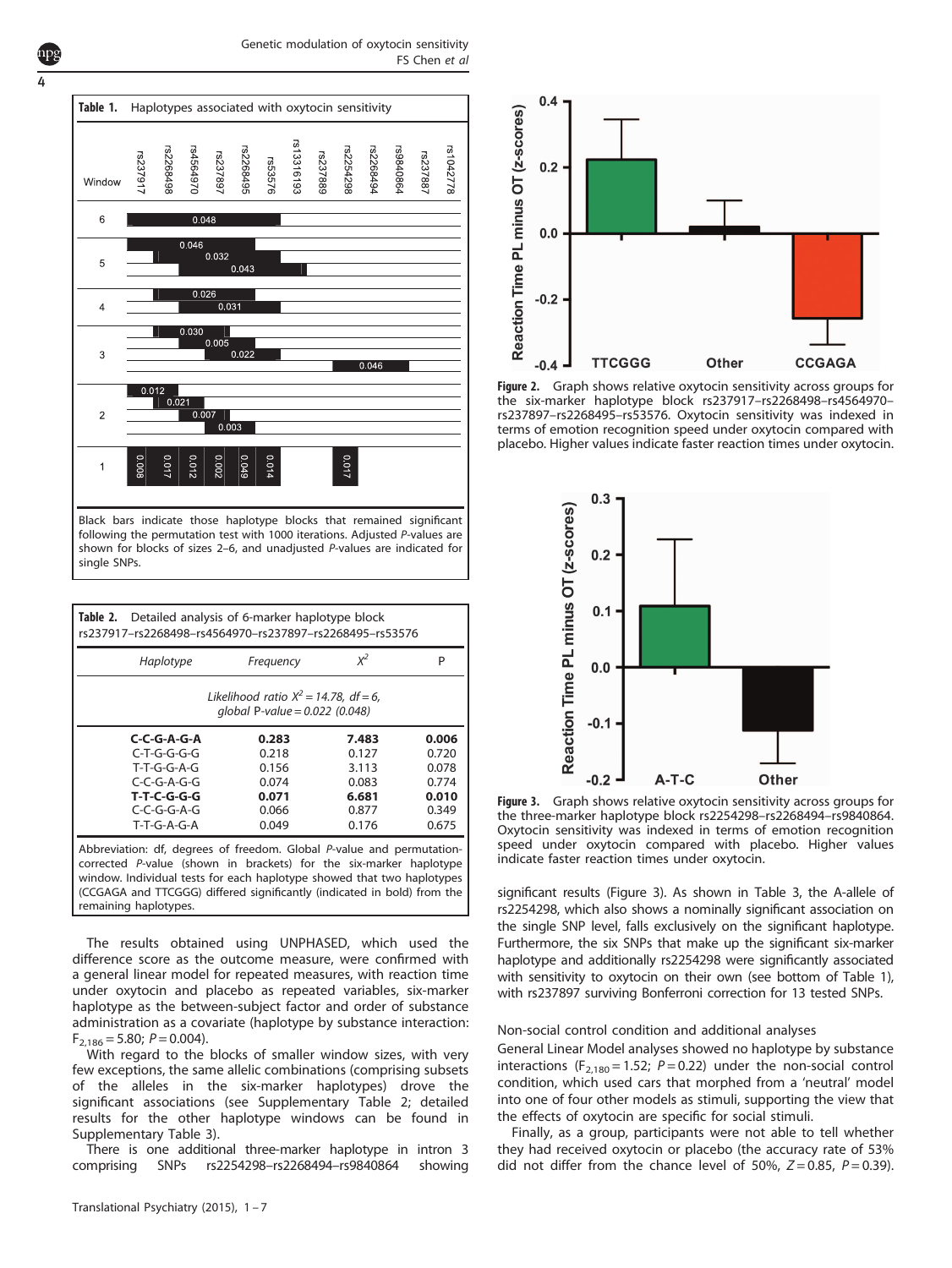**Table 1.** Haplotypes associated with oxytocin sensitivity

SNPs (in order): rs237917, rs2268498, rs4564970, rs237897, rs2268495, rs53576, rs13316193, rs237889, rs2254298, rs2268494, rs9840864, rs237887, rs1042778

| Window | Haplotype block (SNPs spanned) | P |
|---|---|---|
| 6 | rs237917–rs2268498–rs4564970–rs237897–rs2268495–rs53576 | 0.048 |
| 5 | rs237917–rs2268498–rs4564970–rs237897–rs2268495 | 0.046 |
| 5 | rs2268498–rs4564970–rs237897–rs2268495–rs53576 | 0.032 |
| 5 | rs4564970–rs237897–rs2268495–rs53576–rs13316193 | 0.043 |
| 4 | rs2268498–rs4564970–rs237897–rs2268495 | 0.026 |
| 4 | rs4564970–rs237897–rs2268495–rs53576 | 0.031 |
| 3 | rs2268498–rs4564970–rs237897 | 0.030 |
| 3 | rs4564970–rs237897–rs2268495 | 0.005 |
| 3 | rs237897–rs2268495–rs53576 | 0.022 |
| 3 | rs2254298–rs2268494–rs9840864 | 0.046 |
| 2 | rs237917–rs2268498 | 0.012 |
| 2 | rs2268498–rs4564970 | 0.021 |
| 2 | rs4564970–rs237897 | 0.007 |
| 2 | rs237897–rs2268495 | 0.003 |
| 1 | rs237917 | 0.008 |
| 1 | rs2268498 | 0.017 |
| 1 | rs4564970 | 0.012 |
| 1 | rs237897 | 0.002 |
| 1 | rs2268495 | 0.049 |
| 1 | rs53576 | 0.014 |
| 1 | rs2254298 | 0.017 |

Black bars indicate those haplotype blocks that remained significant following the permutation test with 1000 iterations. Adjusted *P*-values are shown for blocks of sizes 2–6, and unadjusted *P*-values are indicated for single SNPs.

**Table 2.** Detailed analysis of 6-marker haplotype block rs237917–rs2268498–rs4564970–rs237897–rs2268495–rs53576

| *Haplotype* | *Frequency* | $X^2$ | P |
|---|---|---|---|
| *Likelihood ratio $X^2 = 14.78$, df = 6, global P-value = 0.022 (0.048)* | | | |
| **C-C-G-A-G-A** | **0.283** | **7.483** | **0.006** |
| C-T-G-G-G-G | 0.218 | 0.127 | 0.720 |
| T-T-G-G-A-G | 0.156 | 3.113 | 0.078 |
| C-C-G-A-G-G | 0.074 | 0.083 | 0.774 |
| **T-T-C-G-G-G** | **0.071** | **6.681** | **0.010** |
| C-C-G-G-A-G | 0.066 | 0.877 | 0.349 |
| T-T-G-A-G-A | 0.049 | 0.176 | 0.675 |

Abbreviation: df, degrees of freedom. Global *P*-value and permutation-corrected *P*-value (shown in brackets) for the six-marker haplotype window. Individual tests for each haplotype showed that two haplotypes (CCGAGA and TTCGGG) differed significantly (indicated in bold) from the remaining haplotypes.

The results obtained using UNPHASED, which used the difference score as the outcome measure, were confirmed with a general linear model for repeated measures, with reaction time under oxytocin and placebo as repeated variables, six-marker haplotype as the between-subject factor and order of substance administration as a covariate (haplotype by substance interaction: $F_{2,186} = 5.80$; $P = 0.004$).

With regard to the blocks of smaller window sizes, with very few exceptions, the same allelic combinations (comprising subsets of the alleles in the six-marker haplotypes) drove the significant associations (see Supplementary Table 2; detailed results for the other haplotype windows can be found in Supplementary Table 3).

There is one additional three-marker haplotype in intron 3 comprising SNPs rs2254298–rs2268494–rs9840864 showing significant results (Figure 3). As shown in Table 3, the A-allele of rs2254298, which also shows a nominally significant association on the single SNP level, falls exclusively on the significant haplotype. Furthermore, the six SNPs that make up the significant six-marker haplotype and additionally rs2254298 were significantly associated with sensitivity to oxytocin on their own (see bottom of Table 1), with rs237897 surviving Bonferroni correction for 13 tested SNPs.

**Figure 2.** Graph shows relative oxytocin sensitivity across groups for the six-marker haplotype block rs237917–rs2268498–rs4564970–rs237897–rs2268495–rs53576. Oxytocin sensitivity was indexed in terms of emotion recognition speed under oxytocin compared with placebo. Higher values indicate faster reaction times under oxytocin.

**Figure 3.** Graph shows relative oxytocin sensitivity across groups for the three-marker haplotype block rs2254298–rs2268494–rs9840864. Oxytocin sensitivity was indexed in terms of emotion recognition speed under oxytocin compared with placebo. Higher values indicate faster reaction times under oxytocin.

### Non-social control condition and additional analyses

General Linear Model analyses showed no haplotype by substance interactions ($F_{2,180} = 1.52$; $P = 0.22$) under the non-social control condition, which used cars that morphed from a 'neutral' model into one of four other models as stimuli, supporting the view that the effects of oxytocin are specific for social stimuli.

Finally, as a group, participants were not able to tell whether they had received oxytocin or placebo (the accuracy rate of 53% did not differ from the chance level of 50%, $Z = 0.85$, $P = 0.39$).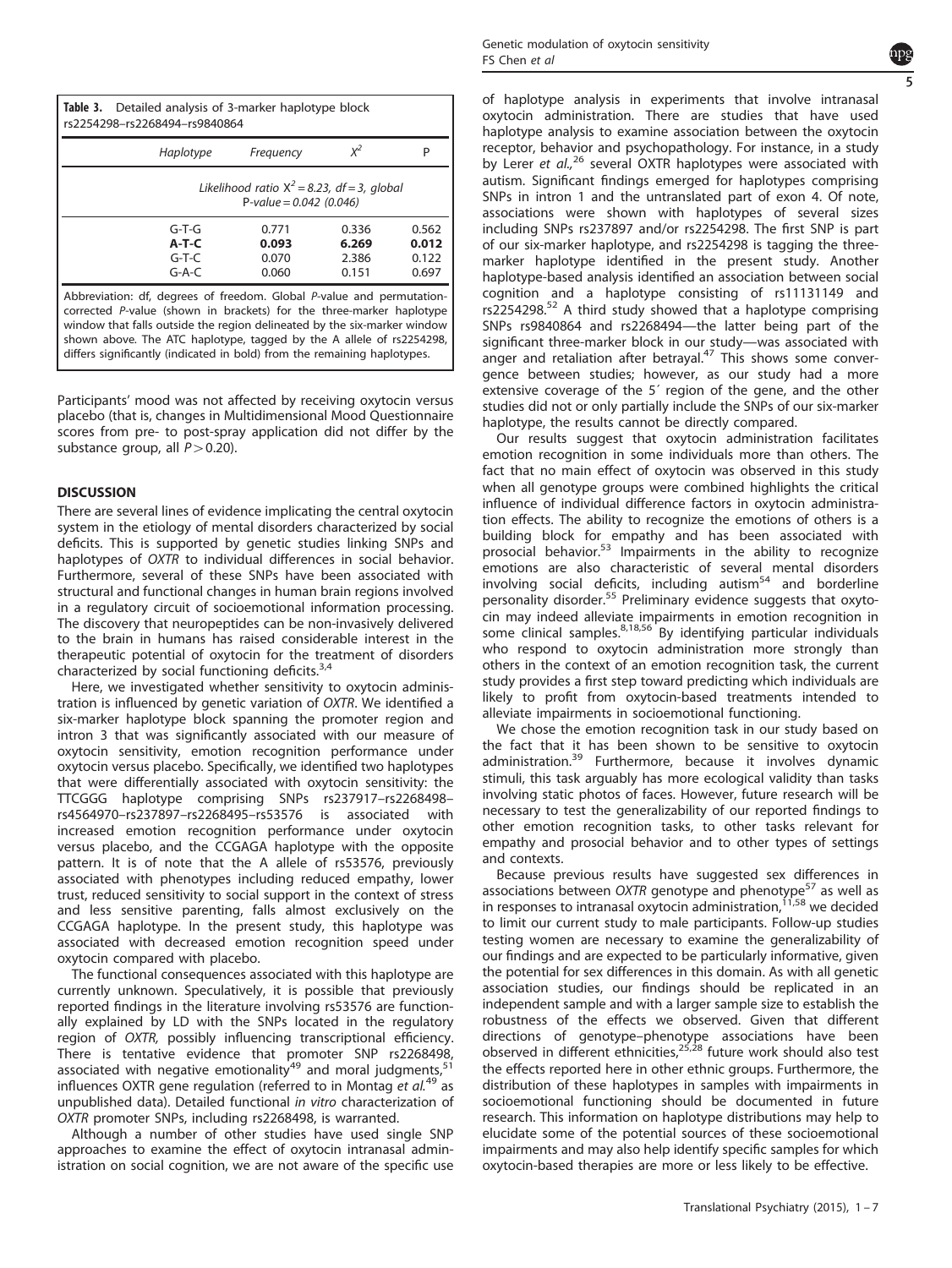**Table 3.** Detailed analysis of 3-marker haplotype block rs2254298–rs2268494–rs9840864

| Haplotype | Frequency | $X^2$ | P |
|---|---|---|---|
| *Likelihood ratio $X^2 = 8.23$, df = 3, global P-value = 0.042 (0.046)* | | | |
| G-T-G | 0.771 | 0.336 | 0.562 |
| **A-T-C** | **0.093** | **6.269** | **0.012** |
| G-T-C | 0.070 | 2.386 | 0.122 |
| G-A-C | 0.060 | 0.151 | 0.697 |

Abbreviation: df, degrees of freedom. Global *P*-value and permutation-corrected *P*-value (shown in brackets) for the three-marker haplotype window that falls outside the region delineated by the six-marker window shown above. The ATC haplotype, tagged by the A allele of rs2254298, differs significantly (indicated in bold) from the remaining haplotypes.

Participants' mood was not affected by receiving oxytocin versus placebo (that is, changes in Multidimensional Mood Questionnaire scores from pre- to post-spray application did not differ by the substance group, all $P > 0.20$).

## DISCUSSION

There are several lines of evidence implicating the central oxytocin system in the etiology of mental disorders characterized by social deficits. This is supported by genetic studies linking SNPs and haplotypes of *OXTR* to individual differences in social behavior. Furthermore, several of these SNPs have been associated with structural and functional changes in human brain regions involved in a regulatory circuit of socioemotional information processing. The discovery that neuropeptides can be non-invasively delivered to the brain in humans has raised considerable interest in the therapeutic potential of oxytocin for the treatment of disorders characterized by social functioning deficits.[3,4]

Here, we investigated whether sensitivity to oxytocin administration is influenced by genetic variation of *OXTR*. We identified a six-marker haplotype block spanning the promoter region and intron 3 that was significantly associated with our measure of oxytocin sensitivity, emotion recognition performance under oxytocin versus placebo. Specifically, we identified two haplotypes that were differentially associated with oxytocin sensitivity: the TTCGGG haplotype comprising SNPs rs237917–rs2268498–rs4564970–rs237897–rs2268495–rs53576 is associated with increased emotion recognition performance under oxytocin versus placebo, and the CCGAGA haplotype with the opposite pattern. It is of note that the A allele of rs53576, previously associated with phenotypes including reduced empathy, lower trust, reduced sensitivity to social support in the context of stress and less sensitive parenting, falls almost exclusively on the CCGAGA haplotype. In the present study, this haplotype was associated with decreased emotion recognition speed under oxytocin compared with placebo.

The functional consequences associated with this haplotype are currently unknown. Speculatively, it is possible that previously reported findings in the literature involving rs53576 are functionally explained by LD with the SNPs located in the regulatory region of *OXTR*, possibly influencing transcriptional efficiency. There is tentative evidence that promoter SNP rs2268498, associated with negative emotionality[49] and moral judgments,[51] influences OXTR gene regulation (referred to in Montag *et al.*[49] as unpublished data). Detailed functional *in vitro* characterization of *OXTR* promoter SNPs, including rs2268498, is warranted.

Although a number of other studies have used single SNP approaches to examine the effect of oxytocin intranasal administration on social cognition, we are not aware of the specific use of haplotype analysis in experiments that involve intranasal oxytocin administration. There are studies that have used haplotype analysis to examine association between the oxytocin receptor, behavior and psychopathology. For instance, in a study by Lerer *et al.*,[26] several OXTR haplotypes were associated with autism. Significant findings emerged for haplotypes comprising SNPs in intron 1 and the untranslated part of exon 4. Of note, associations were shown with haplotypes of several sizes including SNPs rs237897 and/or rs2254298. The first SNP is part of our six-marker haplotype, and rs2254298 is tagging the three-marker haplotype identified in the present study. Another haplotype-based analysis identified an association between social cognition and a haplotype consisting of rs11131149 and rs2254298.[52] A third study showed that a haplotype comprising SNPs rs9840864 and rs2268494—the latter being part of the significant three-marker block in our study—was associated with anger and retaliation after betrayal.[47] This shows some convergence between studies; however, as our study had a more extensive coverage of the 5′ region of the gene, and the other studies did not or only partially include the SNPs of our six-marker haplotype, the results cannot be directly compared.

Our results suggest that oxytocin administration facilitates emotion recognition in some individuals more than others. The fact that no main effect of oxytocin was observed in this study when all genotype groups were combined highlights the critical influence of individual difference factors in oxytocin administration effects. The ability to recognize the emotions of others is a building block for empathy and has been associated with prosocial behavior.[53] Impairments in the ability to recognize emotions are also characteristic of several mental disorders involving social deficits, including autism[54] and borderline personality disorder.[55] Preliminary evidence suggests that oxytocin may indeed alleviate impairments in emotion recognition in some clinical samples.[8,18,56] By identifying particular individuals who respond to oxytocin administration more strongly than others in the context of an emotion recognition task, the current study provides a first step toward predicting which individuals are likely to profit from oxytocin-based treatments intended to alleviate impairments in socioemotional functioning.

We chose the emotion recognition task in our study based on the fact that it has been shown to be sensitive to oxytocin administration.[39] Furthermore, because it involves dynamic stimuli, this task arguably has more ecological validity than tasks involving static photos of faces. However, future research will be necessary to test the generalizability of our reported findings to other emotion recognition tasks, to other tasks relevant for empathy and prosocial behavior and to other types of settings and contexts.

Because previous results have suggested sex differences in associations between *OXTR* genotype and phenotype[57] as well as in responses to intranasal oxytocin administration,[11,58] we decided to limit our current study to male participants. Follow-up studies testing women are necessary to examine the generalizability of our findings and are expected to be particularly informative, given the potential for sex differences in this domain. As with all genetic association studies, our findings should be replicated in an independent sample and with a larger sample size to establish the robustness of the effects we observed. Given that different directions of genotype–phenotype associations have been observed in different ethnicities,[25,28] future work should also test the effects reported here in other ethnic groups. Furthermore, the distribution of these haplotypes in samples with impairments in socioemotional functioning should be documented in future research. This information on haplotype distributions may help to elucidate some of the potential sources of these socioemotional impairments and may also help identify specific samples for which oxytocin-based therapies are more or less likely to be effective.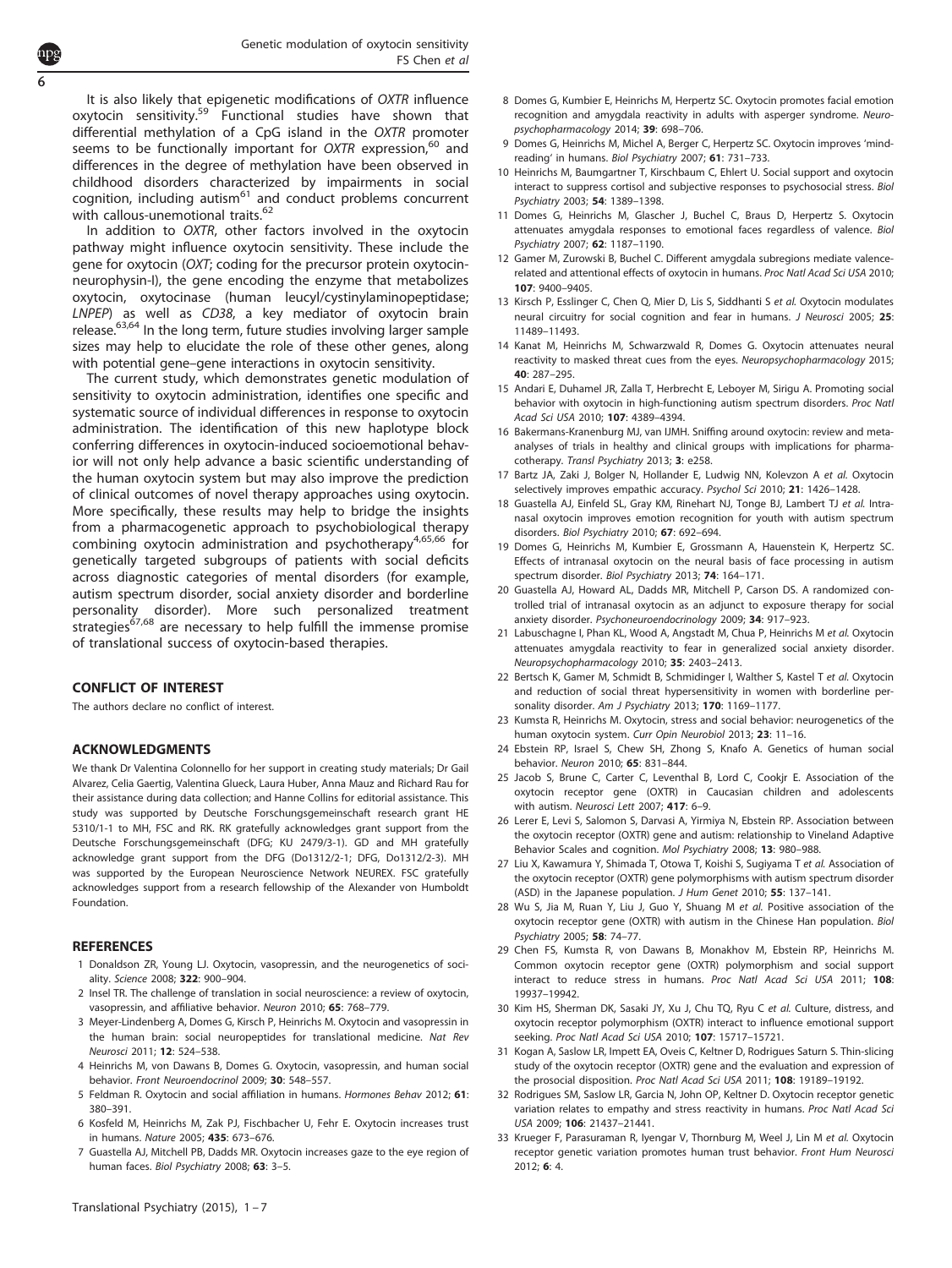It is also likely that epigenetic modifications of *OXTR* influence oxytocin sensitivity.[59] Functional studies have shown that differential methylation of a CpG island in the *OXTR* promoter seems to be functionally important for *OXTR* expression,[60] and differences in the degree of methylation have been observed in childhood disorders characterized by impairments in social cognition, including autism[61] and conduct problems concurrent with callous-unemotional traits.[62]

In addition to *OXTR*, other factors involved in the oxytocin pathway might influence oxytocin sensitivity. These include the gene for oxytocin (*OXT*; coding for the precursor protein oxytocin-neurophysin-I), the gene encoding the enzyme that metabolizes oxytocin, oxytocinase (human leucyl/cystinylaminopeptidase; *LNPEP*) as well as *CD38*, a key mediator of oxytocin brain release.[63,64] In the long term, future studies involving larger sample sizes may help to elucidate the role of these other genes, along with potential gene–gene interactions in oxytocin sensitivity.

The current study, which demonstrates genetic modulation of sensitivity to oxytocin administration, identifies one specific and systematic source of individual differences in response to oxytocin administration. The identification of this new haplotype block conferring differences in oxytocin-induced socioemotional behavior will not only help advance a basic scientific understanding of the human oxytocin system but may also improve the prediction of clinical outcomes of novel therapy approaches using oxytocin. More specifically, these results may help to bridge the insights from a pharmacogenetic approach to psychobiological therapy combining oxytocin administration and psychotherapy[4,65,66] for genetically targeted subgroups of patients with social deficits across diagnostic categories of mental disorders (for example, autism spectrum disorder, social anxiety disorder and borderline personality disorder). More such personalized treatment strategies[67,68] are necessary to help fulfill the immense promise of translational success of oxytocin-based therapies.

## CONFLICT OF INTEREST

The authors declare no conflict of interest.

## ACKNOWLEDGMENTS

We thank Dr Valentina Colonnello for her support in creating study materials; Dr Gail Alvarez, Celia Gaertig, Valentina Glueck, Laura Huber, Anna Mauz and Richard Rau for their assistance during data collection; and Hanne Collins for editorial assistance. This study was supported by Deutsche Forschungsgemeinschaft research grant HE 5310/1-1 to MH, FSC and RK. RK gratefully acknowledges grant support from the Deutsche Forschungsgemeinschaft (DFG; KU 2479/3-1). GD and MH gratefully acknowledge grant support from the DFG (Do1312/2-1; DFG, Do1312/2-3). MH was supported by the European Neuroscience Network NEUREX. FSC gratefully acknowledges support from a research fellowship of the Alexander von Humboldt Foundation.

## REFERENCES

1. Donaldson ZR, Young LJ. Oxytocin, vasopressin, and the neurogenetics of sociality. *Science* 2008; **322**: 900–904.
2. Insel TR. The challenge of translation in social neuroscience: a review of oxytocin, vasopressin, and affiliative behavior. *Neuron* 2010; **65**: 768–779.
3. Meyer-Lindenberg A, Domes G, Kirsch P, Heinrichs M. Oxytocin and vasopressin in the human brain: social neuropeptides for translational medicine. *Nat Rev Neurosci* 2011; **12**: 524–538.
4. Heinrichs M, von Dawans B, Domes G. Oxytocin, vasopressin, and human social behavior. *Front Neuroendocrinol* 2009; **30**: 548–557.
5. Feldman R. Oxytocin and social affiliation in humans. *Hormones Behav* 2012; **61**: 380–391.
6. Kosfeld M, Heinrichs M, Zak PJ, Fischbacher U, Fehr E. Oxytocin increases trust in humans. *Nature* 2005; **435**: 673–676.
7. Guastella AJ, Mitchell PB, Dadds MR. Oxytocin increases gaze to the eye region of human faces. *Biol Psychiatry* 2008; **63**: 3–5.
8. Domes G, Kumbier E, Heinrichs M, Herpertz SC. Oxytocin promotes facial emotion recognition and amygdala reactivity in adults with asperger syndrome. *Neuropsychopharmacology* 2014; **39**: 698–706.
9. Domes G, Heinrichs M, Michel A, Berger C, Herpertz SC. Oxytocin improves 'mind-reading' in humans. *Biol Psychiatry* 2007; **61**: 731–733.
10. Heinrichs M, Baumgartner T, Kirschbaum C, Ehlert U. Social support and oxytocin interact to suppress cortisol and subjective responses to psychosocial stress. *Biol Psychiatry* 2003; **54**: 1389–1398.
11. Domes G, Heinrichs M, Glascher J, Buchel C, Braus D, Herpertz S. Oxytocin attenuates amygdala responses to emotional faces regardless of valence. *Biol Psychiatry* 2007; **62**: 1187–1190.
12. Gamer M, Zurowski B, Buchel C. Different amygdala subregions mediate valence-related and attentional effects of oxytocin in humans. *Proc Natl Acad Sci USA* 2010; **107**: 9400–9405.
13. Kirsch P, Esslinger C, Chen Q, Mier D, Lis S, Siddhanti S *et al.* Oxytocin modulates neural circuitry for social cognition and fear in humans. *J Neurosci* 2005; **25**: 11489–11493.
14. Kanat M, Heinrichs M, Schwarzwald R, Domes G. Oxytocin attenuates neural reactivity to masked threat cues from the eyes. *Neuropsychopharmacology* 2015; **40**: 287–295.
15. Andari E, Duhamel JR, Zalla T, Herbrecht E, Leboyer M, Sirigu A. Promoting social behavior with oxytocin in high-functioning autism spectrum disorders. *Proc Natl Acad Sci USA* 2010; **107**: 4389–4394.
16. Bakermans-Kranenburg MJ, van IJMH. Sniffing around oxytocin: review and meta-analyses of trials in healthy and clinical groups with implications for pharmacotherapy. *Transl Psychiatry* 2013; **3**: e258.
17. Bartz JA, Zaki J, Bolger N, Hollander E, Ludwig NN, Kolevzon A *et al.* Oxytocin selectively improves empathic accuracy. *Psychol Sci* 2010; **21**: 1426–1428.
18. Guastella AJ, Einfeld SL, Gray KM, Rinehart NJ, Tonge BJ, Lambert TJ *et al.* Intranasal oxytocin improves emotion recognition for youth with autism spectrum disorders. *Biol Psychiatry* 2010; **67**: 692–694.
19. Domes G, Heinrichs M, Kumbier E, Grossmann A, Hauenstein K, Herpertz SC. Effects of intranasal oxytocin on the neural basis of face processing in autism spectrum disorder. *Biol Psychiatry* 2013; **74**: 164–171.
20. Guastella AJ, Howard AL, Dadds MR, Mitchell P, Carson DS. A randomized controlled trial of intranasal oxytocin as an adjunct to exposure therapy for social anxiety disorder. *Psychoneuroendocrinology* 2009; **34**: 917–923.
21. Labuschagne I, Phan KL, Wood A, Angstadt M, Chua P, Heinrichs M *et al.* Oxytocin attenuates amygdala reactivity to fear in generalized social anxiety disorder. *Neuropsychopharmacology* 2010; **35**: 2403–2413.
22. Bertsch K, Gamer M, Schmidt B, Schmidinger I, Walther S, Kastel T *et al.* Oxytocin and reduction of social threat hypersensitivity in women with borderline personality disorder. *Am J Psychiatry* 2013; **170**: 1169–1177.
23. Kumsta R, Heinrichs M. Oxytocin, stress and social behavior: neurogenetics of the human oxytocin system. *Curr Opin Neurobiol* 2013; **23**: 11–16.
24. Ebstein RP, Israel S, Chew SH, Zhong S, Knafo A. Genetics of human social behavior. *Neuron* 2010; **65**: 831–844.
25. Jacob S, Brune C, Carter C, Leventhal B, Lord C, Cookjr E. Association of the oxytocin receptor gene (OXTR) in Caucasian children and adolescents with autism. *Neurosci Lett* 2007; **417**: 6–9.
26. Lerer E, Levi S, Salomon S, Darvasi A, Yirmiya N, Ebstein RP. Association between the oxytocin receptor (OXTR) gene and autism: relationship to Vineland Adaptive Behavior Scales and cognition. *Mol Psychiatry* 2008; **13**: 980–988.
27. Liu X, Kawamura Y, Shimada T, Otowa T, Koishi S, Sugiyama T *et al.* Association of the oxytocin receptor (OXTR) gene polymorphisms with autism spectrum disorder (ASD) in the Japanese population. *J Hum Genet* 2010; **55**: 137–141.
28. Wu S, Jia M, Ruan Y, Liu J, Guo Y, Shuang M *et al.* Positive association of the oxytocin receptor gene (OXTR) with autism in the Chinese Han population. *Biol Psychiatry* 2005; **58**: 74–77.
29. Chen FS, Kumsta R, von Dawans B, Monakhov M, Ebstein RP, Heinrichs M. Common oxytocin receptor gene (OXTR) polymorphism and social support interact to reduce stress in humans. *Proc Natl Acad Sci USA* 2011; **108**: 19937–19942.
30. Kim HS, Sherman DK, Sasaki JY, Xu J, Chu TQ, Ryu C *et al.* Culture, distress, and oxytocin receptor polymorphism (OXTR) interact to influence emotional support seeking. *Proc Natl Acad Sci USA* 2010; **107**: 15717–15721.
31. Kogan A, Saslow LR, Impett EA, Oveis C, Keltner D, Rodrigues Saturn S. Thin-slicing study of the oxytocin receptor (OXTR) gene and the evaluation and expression of the prosocial disposition. *Proc Natl Acad Sci USA* 2011; **108**: 19189–19192.
32. Rodrigues SM, Saslow LR, Garcia N, John OP, Keltner D. Oxytocin receptor genetic variation relates to empathy and stress reactivity in humans. *Proc Natl Acad Sci USA* 2009; **106**: 21437–21441.
33. Krueger F, Parasuraman R, Iyengar V, Thornburg M, Weel J, Lin M *et al.* Oxytocin receptor genetic variation promotes human trust behavior. *Front Hum Neurosci* 2012; **6**: 4.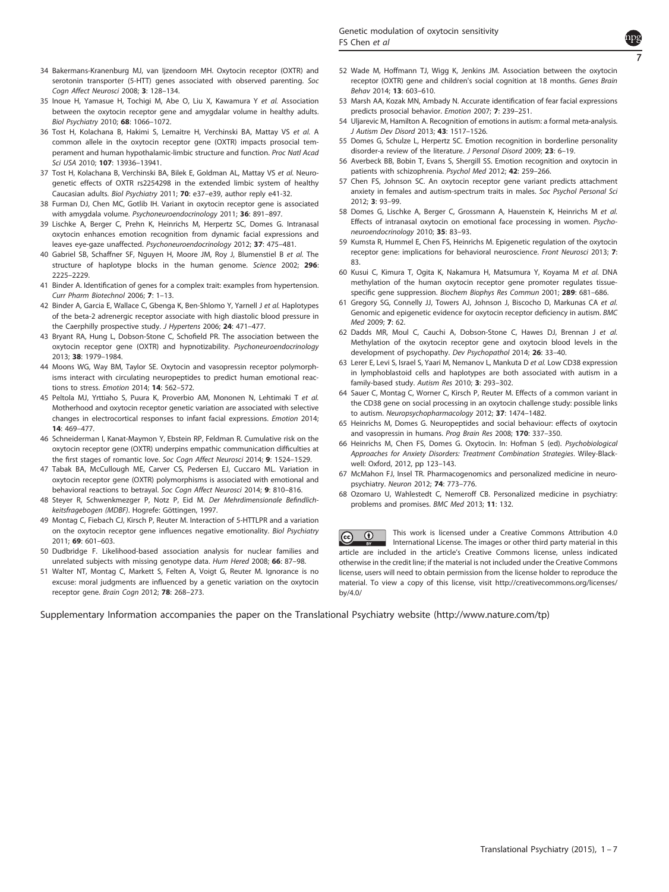34 Bakermans-Kranenburg MJ, van Ijzendoorn MH. Oxytocin receptor (OXTR) and serotonin transporter (5-HTT) genes associated with observed parenting. *Soc Cogn Affect Neurosci* 2008; **3**: 128–134.

35 Inoue H, Yamasue H, Tochigi M, Abe O, Liu X, Kawamura Y *et al.* Association between the oxytocin receptor gene and amygdalar volume in healthy adults. *Biol Psychiatry* 2010; **68**: 1066–1072.

36 Tost H, Kolachana B, Hakimi S, Lemaitre H, Verchinski BA, Mattay VS *et al.* A common allele in the oxytocin receptor gene (OXTR) impacts prosocial temperament and human hypothalamic-limbic structure and function. *Proc Natl Acad Sci USA* 2010; **107**: 13936–13941.

37 Tost H, Kolachana B, Verchinski BA, Bilek E, Goldman AL, Mattay VS *et al.* Neurogenetic effects of OXTR rs2254298 in the extended limbic system of healthy Caucasian adults. *Biol Psychiatry* 2011; **70**: e37–e39, author reply e41-32.

38 Furman DJ, Chen MC, Gotlib IH. Variant in oxytocin receptor gene is associated with amygdala volume. *Psychoneuroendocrinology* 2011; **36**: 891–897.

39 Lischke A, Berger C, Prehn K, Heinrichs M, Herpertz SC, Domes G. Intranasal oxytocin enhances emotion recognition from dynamic facial expressions and leaves eye-gaze unaffected. *Psychoneuroendocrinology* 2012; **37**: 475–481.

40 Gabriel SB, Schaffner SF, Nguyen H, Moore JM, Roy J, Blumenstiel B *et al.* The structure of haplotype blocks in the human genome. *Science* 2002; **296**: 2225–2229.

41 Binder A. Identification of genes for a complex trait: examples from hypertension. *Curr Pharm Biotechnol* 2006; **7**: 1–13.

42 Binder A, Garcia E, Wallace C, Gbenga K, Ben-Shlomo Y, Yarnell J *et al.* Haplotypes of the beta-2 adrenergic receptor associate with high diastolic blood pressure in the Caerphilly prospective study. *J Hypertens* 2006; **24**: 471–477.

43 Bryant RA, Hung L, Dobson-Stone C, Schofield PR. The association between the oxytocin receptor gene (OXTR) and hypnotizability. *Psychoneuroendocrinology* 2013; **38**: 1979–1984.

44 Moons WG, Way BM, Taylor SE. Oxytocin and vasopressin receptor polymorphisms interact with circulating neuropeptides to predict human emotional reactions to stress. *Emotion* 2014; **14**: 562–572.

45 Peltola MJ, Yrttiaho S, Puura K, Proverbio AM, Mononen N, Lehtimaki T *et al.* Motherhood and oxytocin receptor genetic variation are associated with selective changes in electrocortical responses to infant facial expressions. *Emotion* 2014; **14**: 469–477.

46 Schneiderman I, Kanat-Maymon Y, Ebstein RP, Feldman R. Cumulative risk on the oxytocin receptor gene (OXTR) underpins empathic communication difficulties at the first stages of romantic love. *Soc Cogn Affect Neurosci* 2014; **9**: 1524–1529.

47 Tabak BA, McCullough ME, Carver CS, Pedersen EJ, Cuccaro ML. Variation in oxytocin receptor gene (OXTR) polymorphisms is associated with emotional and behavioral reactions to betrayal. *Soc Cogn Affect Neurosci* 2014; **9**: 810–816.

48 Steyer R, Schwenkmezger P, Notz P, Eid M. *Der Mehrdimensionale Befindlichkeitsfragebogen (MDBF)*. Hogrefe: Göttingen, 1997.

49 Montag C, Fiebach CJ, Kirsch P, Reuter M. Interaction of 5-HTTLPR and a variation on the oxytocin receptor gene influences negative emotionality. *Biol Psychiatry* 2011; **69**: 601–603.

50 Dudbridge F. Likelihood-based association analysis for nuclear families and unrelated subjects with missing genotype data. *Hum Hered* 2008; **66**: 87–98.

51 Walter NT, Montag C, Markett S, Felten A, Voigt G, Reuter M. Ignorance is no excuse: moral judgments are influenced by a genetic variation on the oxytocin receptor gene. *Brain Cogn* 2012; **78**: 268–273.

52 Wade M, Hoffmann TJ, Wigg K, Jenkins JM. Association between the oxytocin receptor (OXTR) gene and children's social cognition at 18 months. *Genes Brain Behav* 2014; **13**: 603–610.

53 Marsh AA, Kozak MN, Ambady N. Accurate identification of fear facial expressions predicts prosocial behavior. *Emotion* 2007; **7**: 239–251.

54 Uljarevic M, Hamilton A. Recognition of emotions in autism: a formal meta-analysis. *J Autism Dev Disord* 2013; **43**: 1517–1526.

55 Domes G, Schulze L, Herpertz SC. Emotion recognition in borderline personality disorder-a review of the literature. *J Personal Disord* 2009; **23**: 6–19.

56 Averbeck BB, Bobin T, Evans S, Shergill SS. Emotion recognition and oxytocin in patients with schizophrenia. *Psychol Med* 2012; **42**: 259–266.

57 Chen FS, Johnson SC. An oxytocin receptor gene variant predicts attachment anxiety in females and autism-spectrum traits in males. *Soc Psychol Personal Sci* 2012; **3**: 93–99.

58 Domes G, Lischke A, Berger C, Grossmann A, Hauenstein K, Heinrichs M *et al.* Effects of intranasal oxytocin on emotional face processing in women. *Psychoneuroendocrinology* 2010; **35**: 83–93.

59 Kumsta R, Hummel E, Chen FS, Heinrichs M. Epigenetic regulation of the oxytocin receptor gene: implications for behavioral neuroscience. *Front Neurosci* 2013; **7**: 83.

60 Kusui C, Kimura T, Ogita K, Nakamura H, Matsumura Y, Koyama M *et al.* DNA methylation of the human oxytocin receptor gene promoter regulates tissue-specific gene suppression. *Biochem Biophys Res Commun* 2001; **289**: 681–686.

61 Gregory SG, Connelly JJ, Towers AJ, Johnson J, Biscocho D, Markunas CA *et al.* Genomic and epigenetic evidence for oxytocin receptor deficiency in autism. *BMC Med* 2009; **7**: 62.

62 Dadds MR, Moul C, Cauchi A, Dobson-Stone C, Hawes DJ, Brennan J *et al.* Methylation of the oxytocin receptor gene and oxytocin blood levels in the development of psychopathy. *Dev Psychopathol* 2014; **26**: 33–40.

63 Lerer E, Levi S, Israel S, Yaari M, Nemanov L, Mankuta D *et al.* Low CD38 expression in lymphoblastoid cells and haplotypes are both associated with autism in a family-based study. *Autism Res* 2010; **3**: 293–302.

64 Sauer C, Montag C, Worner C, Kirsch P, Reuter M. Effects of a common variant in the CD38 gene on social processing in an oxytocin challenge study: possible links to autism. *Neuropsychopharmacology* 2012; **37**: 1474–1482.

65 Heinrichs M, Domes G. Neuropeptides and social behaviour: effects of oxytocin and vasopressin in humans. *Prog Brain Res* 2008; **170**: 337–350.

66 Heinrichs M, Chen FS, Domes G. Oxytocin. In: Hofman S (ed). *Psychobiological Approaches for Anxiety Disorders: Treatment Combination Strategies*. Wiley-Blackwell: Oxford, 2012, pp 123–143.

67 McMahon FJ, Insel TR. Pharmacogenomics and personalized medicine in neuropsychiatry. *Neuron* 2012; **74**: 773–776.

68 Ozomaro U, Wahlestedt C, Nemeroff CB. Personalized medicine in psychiatry: problems and promises. *BMC Med* 2013; **11**: 132.

This work is licensed under a Creative Commons Attribution 4.0 International License. The images or other third party material in this article are included in the article's Creative Commons license, unless indicated otherwise in the credit line; if the material is not included under the Creative Commons license, users will need to obtain permission from the license holder to reproduce the material. To view a copy of this license, visit http://creativecommons.org/licenses/by/4.0/

Supplementary Information accompanies the paper on the Translational Psychiatry website (http://www.nature.com/tp)